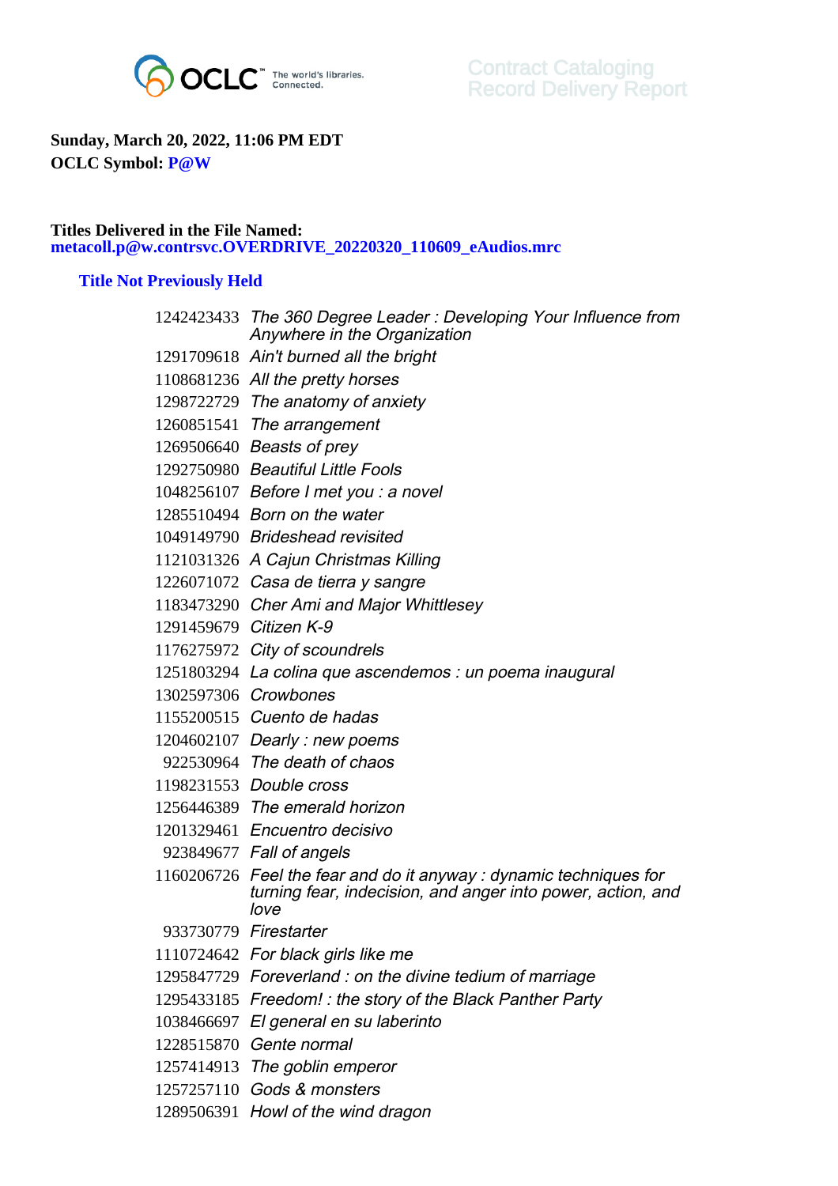OCLC The world's libraries. Connected.

Contract Cataloging
Record Delivery Report

**Sunday, March 20, 2022, 11:06 PM EDT**
**OCLC Symbol: P@W**

**Titles Delivered in the File Named:**
**metacoll.p@w.contrsvc.OVERDRIVE_20220320_110609_eAudios.mrc**

### Title Not Previously Held

| | |
|---|---|
| 1242423433 | *The 360 Degree Leader : Developing Your Influence from Anywhere in the Organization* |
| 1291709618 | *Ain't burned all the bright* |
| 1108681236 | *All the pretty horses* |
| 1298722729 | *The anatomy of anxiety* |
| 1260851541 | *The arrangement* |
| 1269506640 | *Beasts of prey* |
| 1292750980 | *Beautiful Little Fools* |
| 1048256107 | *Before I met you : a novel* |
| 1285510494 | *Born on the water* |
| 1049149790 | *Brideshead revisited* |
| 1121031326 | *A Cajun Christmas Killing* |
| 1226071072 | *Casa de tierra y sangre* |
| 1183473290 | *Cher Ami and Major Whittlesey* |
| 1291459679 | *Citizen K-9* |
| 1176275972 | *City of scoundrels* |
| 1251803294 | *La colina que ascendemos : un poema inaugural* |
| 1302597306 | *Crowbones* |
| 1155200515 | *Cuento de hadas* |
| 1204602107 | *Dearly : new poems* |
| 922530964 | *The death of chaos* |
| 1198231553 | *Double cross* |
| 1256446389 | *The emerald horizon* |
| 1201329461 | *Encuentro decisivo* |
| 923849677 | *Fall of angels* |
| 1160206726 | *Feel the fear and do it anyway : dynamic techniques for turning fear, indecision, and anger into power, action, and love* |
| 933730779 | *Firestarter* |
| 1110724642 | *For black girls like me* |
| 1295847729 | *Foreverland : on the divine tedium of marriage* |
| 1295433185 | *Freedom! : the story of the Black Panther Party* |
| 1038466697 | *El general en su laberinto* |
| 1228515870 | *Gente normal* |
| 1257414913 | *The goblin emperor* |
| 1257257110 | *Gods & monsters* |
| 1289506391 | *Howl of the wind dragon* |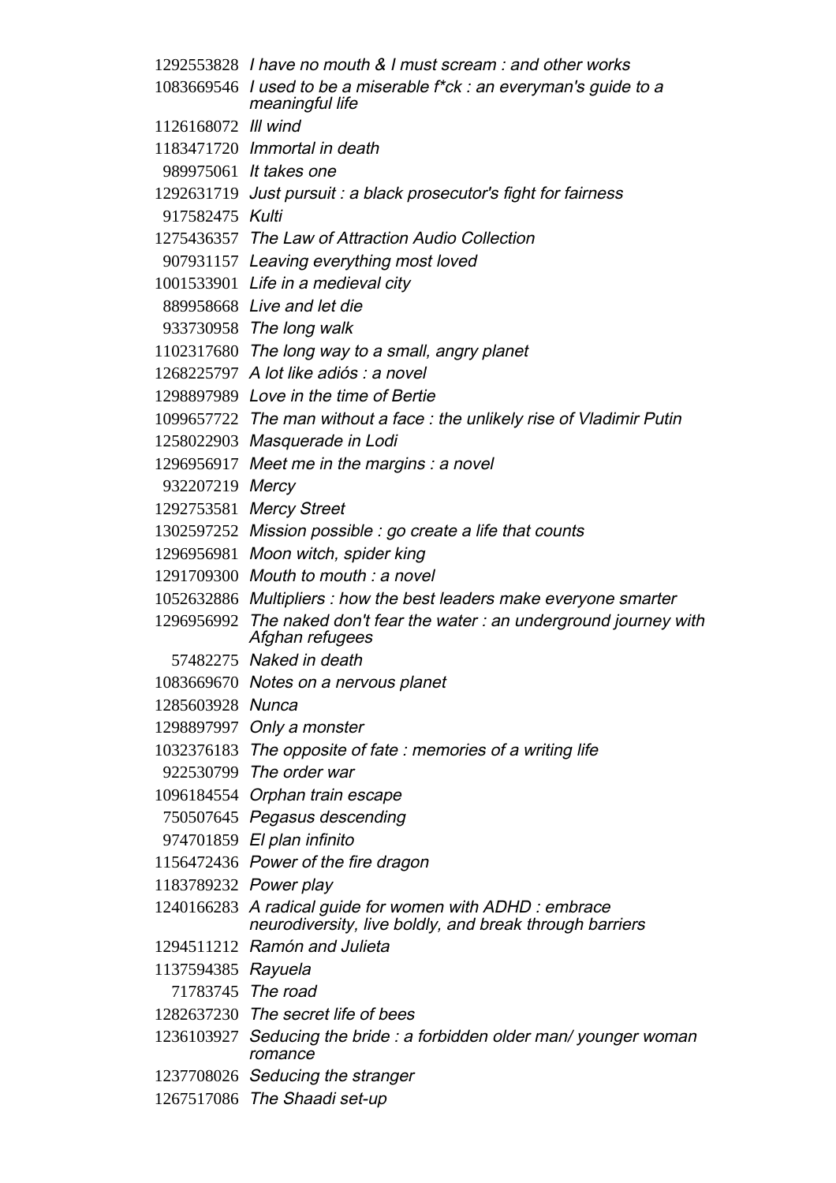1292553828 *I have no mouth & I must scream : and other works*
1083669546 *I used to be a miserable f*ck : an everyman's guide to a meaningful life*
1126168072 *Ill wind*
1183471720 *Immortal in death*
989975061 *It takes one*
1292631719 *Just pursuit : a black prosecutor's fight for fairness*
917582475 *Kulti*
1275436357 *The Law of Attraction Audio Collection*
907931157 *Leaving everything most loved*
1001533901 *Life in a medieval city*
889958668 *Live and let die*
933730958 *The long walk*
1102317680 *The long way to a small, angry planet*
1268225797 *A lot like adiós : a novel*
1298897989 *Love in the time of Bertie*
1099657722 *The man without a face : the unlikely rise of Vladimir Putin*
1258022903 *Masquerade in Lodi*
1296956917 *Meet me in the margins : a novel*
932207219 *Mercy*
1292753581 *Mercy Street*
1302597252 *Mission possible : go create a life that counts*
1296956981 *Moon witch, spider king*
1291709300 *Mouth to mouth : a novel*
1052632886 *Multipliers : how the best leaders make everyone smarter*
1296956992 *The naked don't fear the water : an underground journey with Afghan refugees*
57482275 *Naked in death*
1083669670 *Notes on a nervous planet*
1285603928 *Nunca*
1298897997 *Only a monster*
1032376183 *The opposite of fate : memories of a writing life*
922530799 *The order war*
1096184554 *Orphan train escape*
750507645 *Pegasus descending*
974701859 *El plan infinito*
1156472436 *Power of the fire dragon*
1183789232 *Power play*
1240166283 *A radical guide for women with ADHD : embrace neurodiversity, live boldly, and break through barriers*
1294511212 *Ramón and Julieta*
1137594385 *Rayuela*
71783745 *The road*
1282637230 *The secret life of bees*
1236103927 *Seducing the bride : a forbidden older man/ younger woman romance*
1237708026 *Seducing the stranger*
1267517086 *The Shaadi set-up*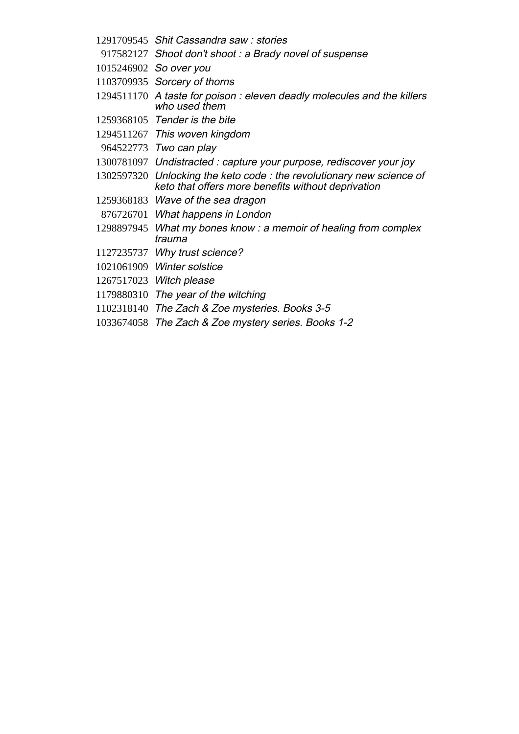| | |
|---|---|
| 1291709545 | *Shit Cassandra saw : stories* |
| 917582127 | *Shoot don't shoot : a Brady novel of suspense* |
| 1015246902 | *So over you* |
| 1103709935 | *Sorcery of thorns* |
| 1294511170 | *A taste for poison : eleven deadly molecules and the killers who used them* |
| 1259368105 | *Tender is the bite* |
| 1294511267 | *This woven kingdom* |
| 964522773 | *Two can play* |
| 1300781097 | *Undistracted : capture your purpose, rediscover your joy* |
| 1302597320 | *Unlocking the keto code : the revolutionary new science of keto that offers more benefits without deprivation* |
| 1259368183 | *Wave of the sea dragon* |
| 876726701 | *What happens in London* |
| 1298897945 | *What my bones know : a memoir of healing from complex trauma* |
| 1127235737 | *Why trust science?* |
| 1021061909 | *Winter solstice* |
| 1267517023 | *Witch please* |
| 1179880310 | *The year of the witching* |
| 1102318140 | *The Zach & Zoe mysteries. Books 3-5* |
| 1033674058 | *The Zach & Zoe mystery series. Books 1-2* |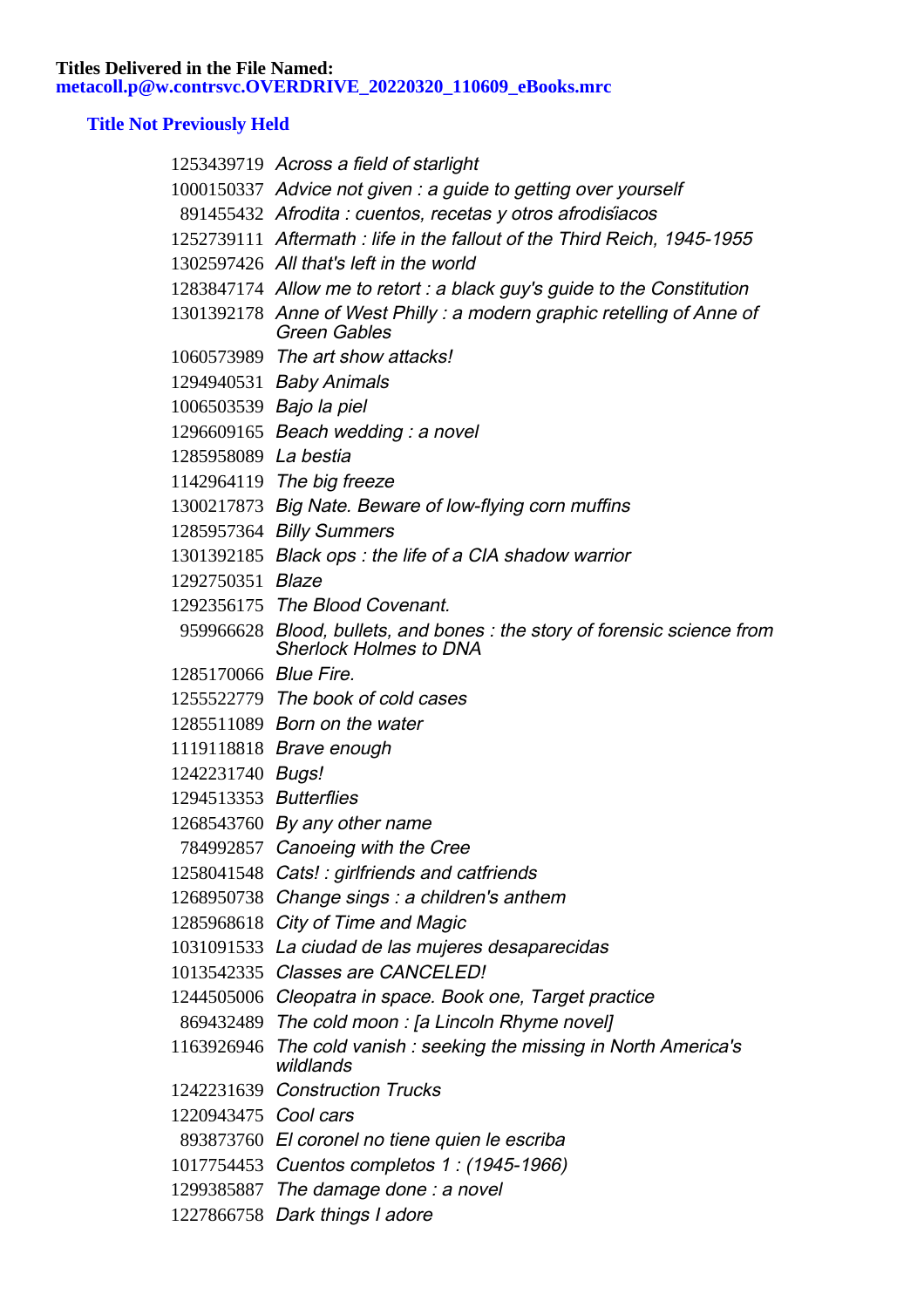**Titles Delivered in the File Named:**
**metacoll.p@w.contrsvc.OVERDRIVE_20220320_110609_eBooks.mrc**

## Title Not Previously Held

| | |
|---|---|
| 1253439719 | *Across a field of starlight* |
| 1000150337 | *Advice not given : a guide to getting over yourself* |
| 891455432 | *Afrodita : cuentos, recetas y otros afrodisîacos* |
| 1252739111 | *Aftermath : life in the fallout of the Third Reich, 1945-1955* |
| 1302597426 | *All that's left in the world* |
| 1283847174 | *Allow me to retort : a black guy's guide to the Constitution* |
| 1301392178 | *Anne of West Philly : a modern graphic retelling of Anne of Green Gables* |
| 1060573989 | *The art show attacks!* |
| 1294940531 | *Baby Animals* |
| 1006503539 | *Bajo la piel* |
| 1296609165 | *Beach wedding : a novel* |
| 1285958089 | *La bestia* |
| 1142964119 | *The big freeze* |
| 1300217873 | *Big Nate. Beware of low-flying corn muffins* |
| 1285957364 | *Billy Summers* |
| 1301392185 | *Black ops : the life of a CIA shadow warrior* |
| 1292750351 | *Blaze* |
| 1292356175 | *The Blood Covenant.* |
| 959966628 | *Blood, bullets, and bones : the story of forensic science from Sherlock Holmes to DNA* |
| 1285170066 | *Blue Fire.* |
| 1255522779 | *The book of cold cases* |
| 1285511089 | *Born on the water* |
| 1119118818 | *Brave enough* |
| 1242231740 | *Bugs!* |
| 1294513353 | *Butterflies* |
| 1268543760 | *By any other name* |
| 784992857 | *Canoeing with the Cree* |
| 1258041548 | *Cats! : girlfriends and catfriends* |
| 1268950738 | *Change sings : a children's anthem* |
| 1285968618 | *City of Time and Magic* |
| 1031091533 | *La ciudad de las mujeres desaparecidas* |
| 1013542335 | *Classes are CANCELED!* |
| 1244505006 | *Cleopatra in space. Book one, Target practice* |
| 869432489 | *The cold moon : [a Lincoln Rhyme novel]* |
| 1163926946 | *The cold vanish : seeking the missing in North America's wildlands* |
| 1242231639 | *Construction Trucks* |
| 1220943475 | *Cool cars* |
| 893873760 | *El coronel no tiene quien le escriba* |
| 1017754453 | *Cuentos completos 1 : (1945-1966)* |
| 1299385887 | *The damage done : a novel* |
| 1227866758 | *Dark things I adore* |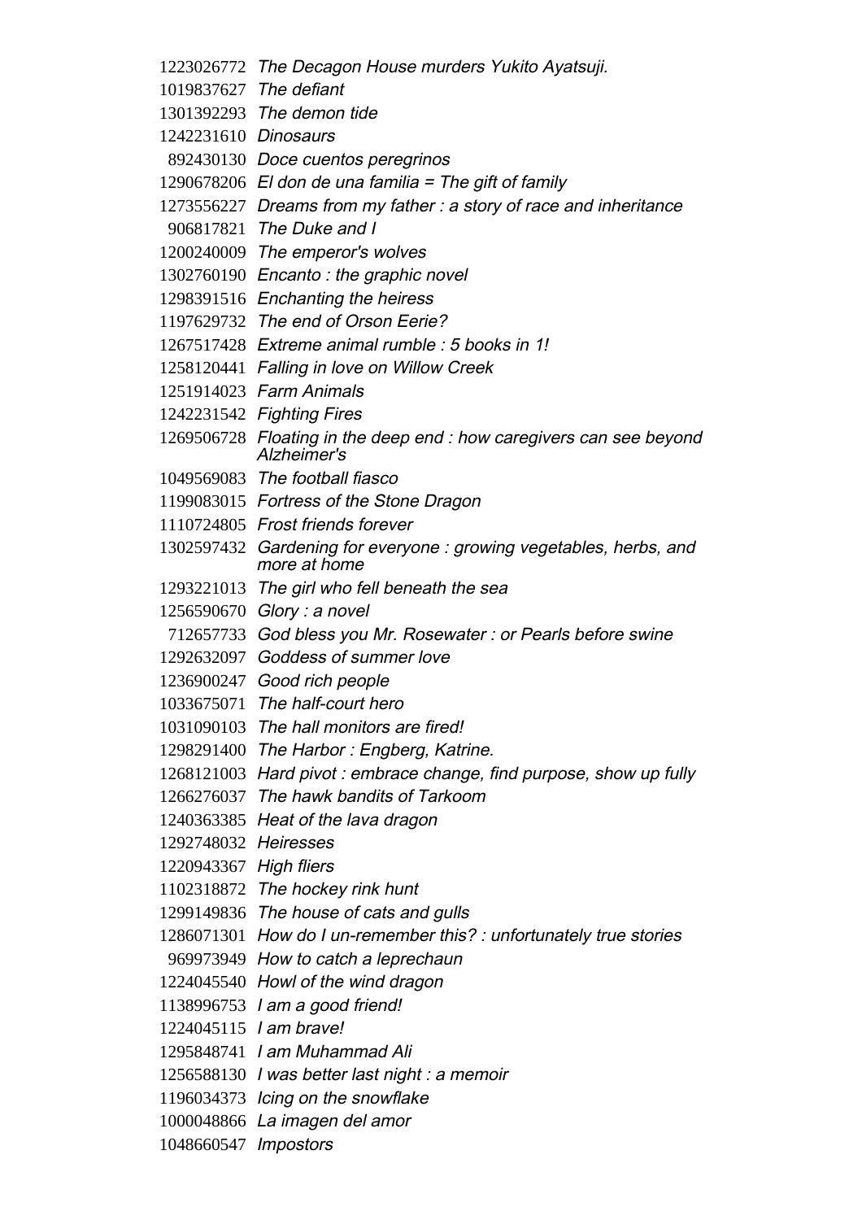1223026772 *The Decagon House murders Yukito Ayatsuji.*
1019837627 *The defiant*
1301392293 *The demon tide*
1242231610 *Dinosaurs*
892430130 *Doce cuentos peregrinos*
1290678206 *El don de una familia = The gift of family*
1273556227 *Dreams from my father : a story of race and inheritance*
906817821 *The Duke and I*
1200240009 *The emperor's wolves*
1302760190 *Encanto : the graphic novel*
1298391516 *Enchanting the heiress*
1197629732 *The end of Orson Eerie?*
1267517428 *Extreme animal rumble : 5 books in 1!*
1258120441 *Falling in love on Willow Creek*
1251914023 *Farm Animals*
1242231542 *Fighting Fires*
1269506728 *Floating in the deep end : how caregivers can see beyond Alzheimer's*
1049569083 *The football fiasco*
1199083015 *Fortress of the Stone Dragon*
1110724805 *Frost friends forever*
1302597432 *Gardening for everyone : growing vegetables, herbs, and more at home*
1293221013 *The girl who fell beneath the sea*
1256590670 *Glory : a novel*
712657733 *God bless you Mr. Rosewater : or Pearls before swine*
1292632097 *Goddess of summer love*
1236900247 *Good rich people*
1033675071 *The half-court hero*
1031090103 *The hall monitors are fired!*
1298291400 *The Harbor : Engberg, Katrine.*
1268121003 *Hard pivot : embrace change, find purpose, show up fully*
1266276037 *The hawk bandits of Tarkoom*
1240363385 *Heat of the lava dragon*
1292748032 *Heiresses*
1220943367 *High fliers*
1102318872 *The hockey rink hunt*
1299149836 *The house of cats and gulls*
1286071301 *How do I un-remember this? : unfortunately true stories*
969973949 *How to catch a leprechaun*
1224045540 *Howl of the wind dragon*
1138996753 *I am a good friend!*
1224045115 *I am brave!*
1295848741 *I am Muhammad Ali*
1256588130 *I was better last night : a memoir*
1196034373 *Icing on the snowflake*
1000048866 *La imagen del amor*
1048660547 *Impostors*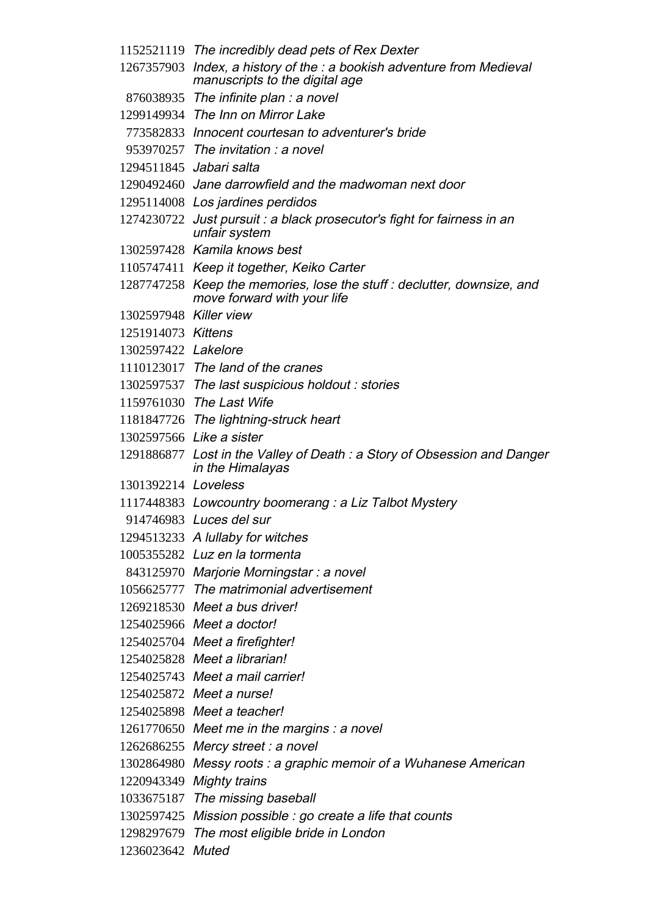1152521119 *The incredibly dead pets of Rex Dexter*
1267357903 *Index, a history of the : a bookish adventure from Medieval manuscripts to the digital age*
876038935 *The infinite plan : a novel*
1299149934 *The Inn on Mirror Lake*
773582833 *Innocent courtesan to adventurer's bride*
953970257 *The invitation : a novel*
1294511845 *Jabari salta*
1290492460 *Jane darrowfield and the madwoman next door*
1295114008 *Los jardines perdidos*
1274230722 *Just pursuit : a black prosecutor's fight for fairness in an unfair system*
1302597428 *Kamila knows best*
1105747411 *Keep it together, Keiko Carter*
1287747258 *Keep the memories, lose the stuff : declutter, downsize, and move forward with your life*
1302597948 *Killer view*
1251914073 *Kittens*
1302597422 *Lakelore*
1110123017 *The land of the cranes*
1302597537 *The last suspicious holdout : stories*
1159761030 *The Last Wife*
1181847726 *The lightning-struck heart*
1302597566 *Like a sister*
1291886877 *Lost in the Valley of Death : a Story of Obsession and Danger in the Himalayas*
1301392214 *Loveless*
1117448383 *Lowcountry boomerang : a Liz Talbot Mystery*
914746983 *Luces del sur*
1294513233 *A lullaby for witches*
1005355282 *Luz en la tormenta*
843125970 *Marjorie Morningstar : a novel*
1056625777 *The matrimonial advertisement*
1269218530 *Meet a bus driver!*
1254025966 *Meet a doctor!*
1254025704 *Meet a firefighter!*
1254025828 *Meet a librarian!*
1254025743 *Meet a mail carrier!*
1254025872 *Meet a nurse!*
1254025898 *Meet a teacher!*
1261770650 *Meet me in the margins : a novel*
1262686255 *Mercy street : a novel*
1302864980 *Messy roots : a graphic memoir of a Wuhanese American*
1220943349 *Mighty trains*
1033675187 *The missing baseball*
1302597425 *Mission possible : go create a life that counts*
1298297679 *The most eligible bride in London*
1236023642 *Muted*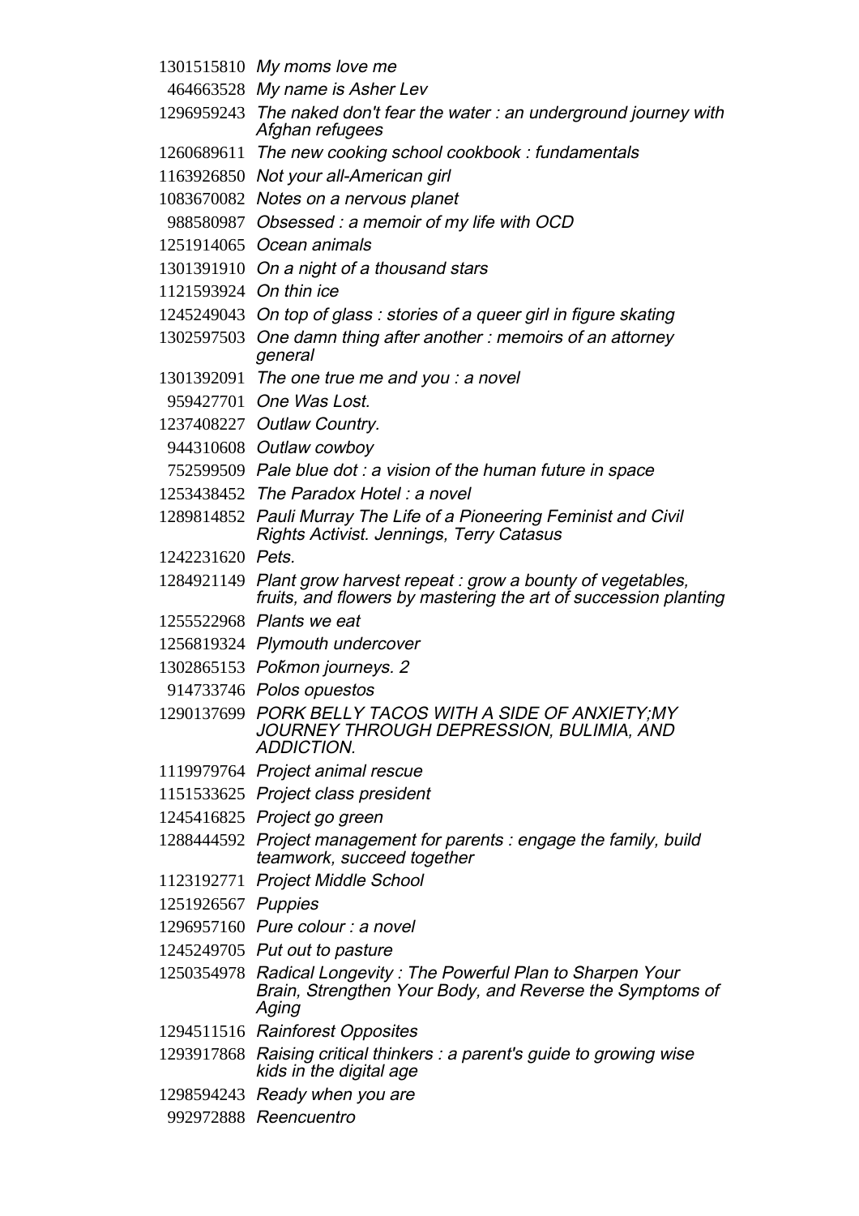| | |
|---|---|
| 1301515810 | *My moms love me* |
| 464663528 | *My name is Asher Lev* |
| 1296959243 | *The naked don't fear the water : an underground journey with Afghan refugees* |
| 1260689611 | *The new cooking school cookbook : fundamentals* |
| 1163926850 | *Not your all-American girl* |
| 1083670082 | *Notes on a nervous planet* |
| 988580987 | *Obsessed : a memoir of my life with OCD* |
| 1251914065 | *Ocean animals* |
| 1301391910 | *On a night of a thousand stars* |
| 1121593924 | *On thin ice* |
| 1245249043 | *On top of glass : stories of a queer girl in figure skating* |
| 1302597503 | *One damn thing after another : memoirs of an attorney general* |
| 1301392091 | *The one true me and you : a novel* |
| 959427701 | *One Was Lost.* |
| 1237408227 | *Outlaw Country.* |
| 944310608 | *Outlaw cowboy* |
| 752599509 | *Pale blue dot : a vision of the human future in space* |
| 1253438452 | *The Paradox Hotel : a novel* |
| 1289814852 | *Pauli Murray The Life of a Pioneering Feminist and Civil Rights Activist. Jennings, Terry Catasus* |
| 1242231620 | *Pets.* |
| 1284921149 | *Plant grow harvest repeat : grow a bounty of vegetables, fruits, and flowers by mastering the art of succession planting* |
| 1255522968 | *Plants we eat* |
| 1256819324 | *Plymouth undercover* |
| 1302865153 | *Pokmon journeys. 2* |
| 914733746 | *Polos opuestos* |
| 1290137699 | *PORK BELLY TACOS WITH A SIDE OF ANXIETY;MY JOURNEY THROUGH DEPRESSION, BULIMIA, AND ADDICTION.* |
| 1119979764 | *Project animal rescue* |
| 1151533625 | *Project class president* |
| 1245416825 | *Project go green* |
| 1288444592 | *Project management for parents : engage the family, build teamwork, succeed together* |
| 1123192771 | *Project Middle School* |
| 1251926567 | *Puppies* |
| 1296957160 | *Pure colour : a novel* |
| 1245249705 | *Put out to pasture* |
| 1250354978 | *Radical Longevity : The Powerful Plan to Sharpen Your Brain, Strengthen Your Body, and Reverse the Symptoms of Aging* |
| 1294511516 | *Rainforest Opposites* |
| 1293917868 | *Raising critical thinkers : a parent's guide to growing wise kids in the digital age* |
| 1298594243 | *Ready when you are* |
| 992972888 | *Reencuentro* |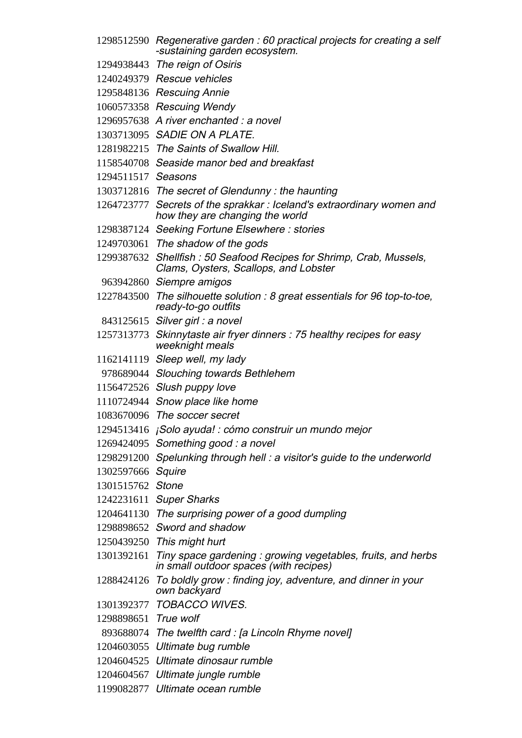| | |
|---|---|
| 1298512590 | *Regenerative garden : 60 practical projects for creating a self-sustaining garden ecosystem.* |
| 1294938443 | *The reign of Osiris* |
| 1240249379 | *Rescue vehicles* |
| 1295848136 | *Rescuing Annie* |
| 1060573358 | *Rescuing Wendy* |
| 1296957638 | *A river enchanted : a novel* |
| 1303713095 | *SADIE ON A PLATE.* |
| 1281982215 | *The Saints of Swallow Hill.* |
| 1158540708 | *Seaside manor bed and breakfast* |
| 1294511517 | *Seasons* |
| 1303712816 | *The secret of Glendunny : the haunting* |
| 1264723777 | *Secrets of the sprakkar : Iceland's extraordinary women and how they are changing the world* |
| 1298387124 | *Seeking Fortune Elsewhere : stories* |
| 1249703061 | *The shadow of the gods* |
| 1299387632 | *Shellfish : 50 Seafood Recipes for Shrimp, Crab, Mussels, Clams, Oysters, Scallops, and Lobster* |
| 963942860 | *Siempre amigos* |
| 1227843500 | *The silhouette solution : 8 great essentials for 96 top-to-toe, ready-to-go outfits* |
| 843125615 | *Silver girl : a novel* |
| 1257313773 | *Skinnytaste air fryer dinners : 75 healthy recipes for easy weeknight meals* |
| 1162141119 | *Sleep well, my lady* |
| 978689044 | *Slouching towards Bethlehem* |
| 1156472526 | *Slush puppy love* |
| 1110724944 | *Snow place like home* |
| 1083670096 | *The soccer secret* |
| 1294513416 | *¡Solo ayuda! : cómo construir un mundo mejor* |
| 1269424095 | *Something good : a novel* |
| 1298291200 | *Spelunking through hell : a visitor's guide to the underworld* |
| 1302597666 | *Squire* |
| 1301515762 | *Stone* |
| 1242231611 | *Super Sharks* |
| 1204641130 | *The surprising power of a good dumpling* |
| 1298898652 | *Sword and shadow* |
| 1250439250 | *This might hurt* |
| 1301392161 | *Tiny space gardening : growing vegetables, fruits, and herbs in small outdoor spaces (with recipes)* |
| 1288424126 | *To boldly grow : finding joy, adventure, and dinner in your own backyard* |
| 1301392377 | *TOBACCO WIVES.* |
| 1298898651 | *True wolf* |
| 893688074 | *The twelfth card : [a Lincoln Rhyme novel]* |
| 1204603055 | *Ultimate bug rumble* |
| 1204604525 | *Ultimate dinosaur rumble* |
| 1204604567 | *Ultimate jungle rumble* |
| 1199082877 | *Ultimate ocean rumble* |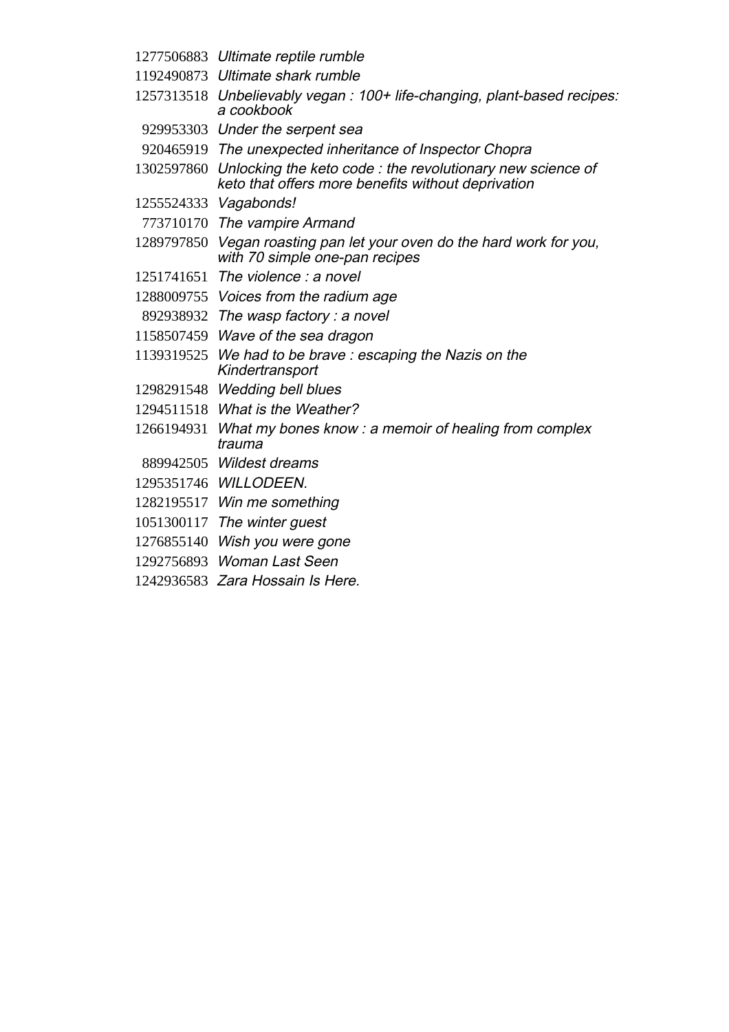| | |
|---|---|
| 1277506883 | *Ultimate reptile rumble* |
| 1192490873 | *Ultimate shark rumble* |
| 1257313518 | *Unbelievably vegan : 100+ life-changing, plant-based recipes: a cookbook* |
| 929953303 | *Under the serpent sea* |
| 920465919 | *The unexpected inheritance of Inspector Chopra* |
| 1302597860 | *Unlocking the keto code : the revolutionary new science of keto that offers more benefits without deprivation* |
| 1255524333 | *Vagabonds!* |
| 773710170 | *The vampire Armand* |
| 1289797850 | *Vegan roasting pan let your oven do the hard work for you, with 70 simple one-pan recipes* |
| 1251741651 | *The violence : a novel* |
| 1288009755 | *Voices from the radium age* |
| 892938932 | *The wasp factory : a novel* |
| 1158507459 | *Wave of the sea dragon* |
| 1139319525 | *We had to be brave : escaping the Nazis on the Kindertransport* |
| 1298291548 | *Wedding bell blues* |
| 1294511518 | *What is the Weather?* |
| 1266194931 | *What my bones know : a memoir of healing from complex trauma* |
| 889942505 | *Wildest dreams* |
| 1295351746 | *WILLODEEN.* |
| 1282195517 | *Win me something* |
| 1051300117 | *The winter guest* |
| 1276855140 | *Wish you were gone* |
| 1292756893 | *Woman Last Seen* |
| 1242936583 | *Zara Hossain Is Here.* |